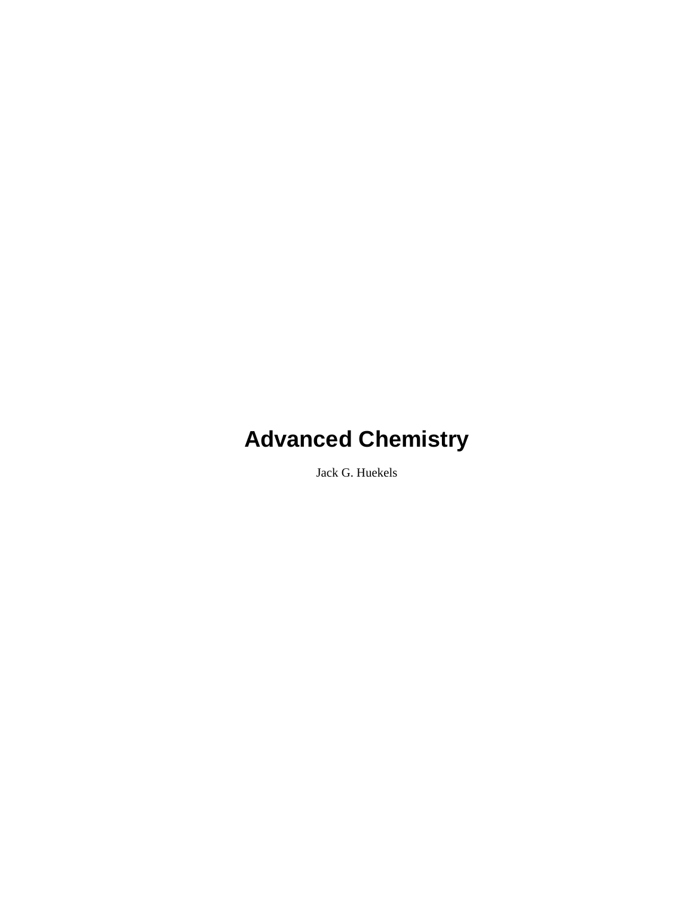# Advanced Chemistry

Jack G. Huekels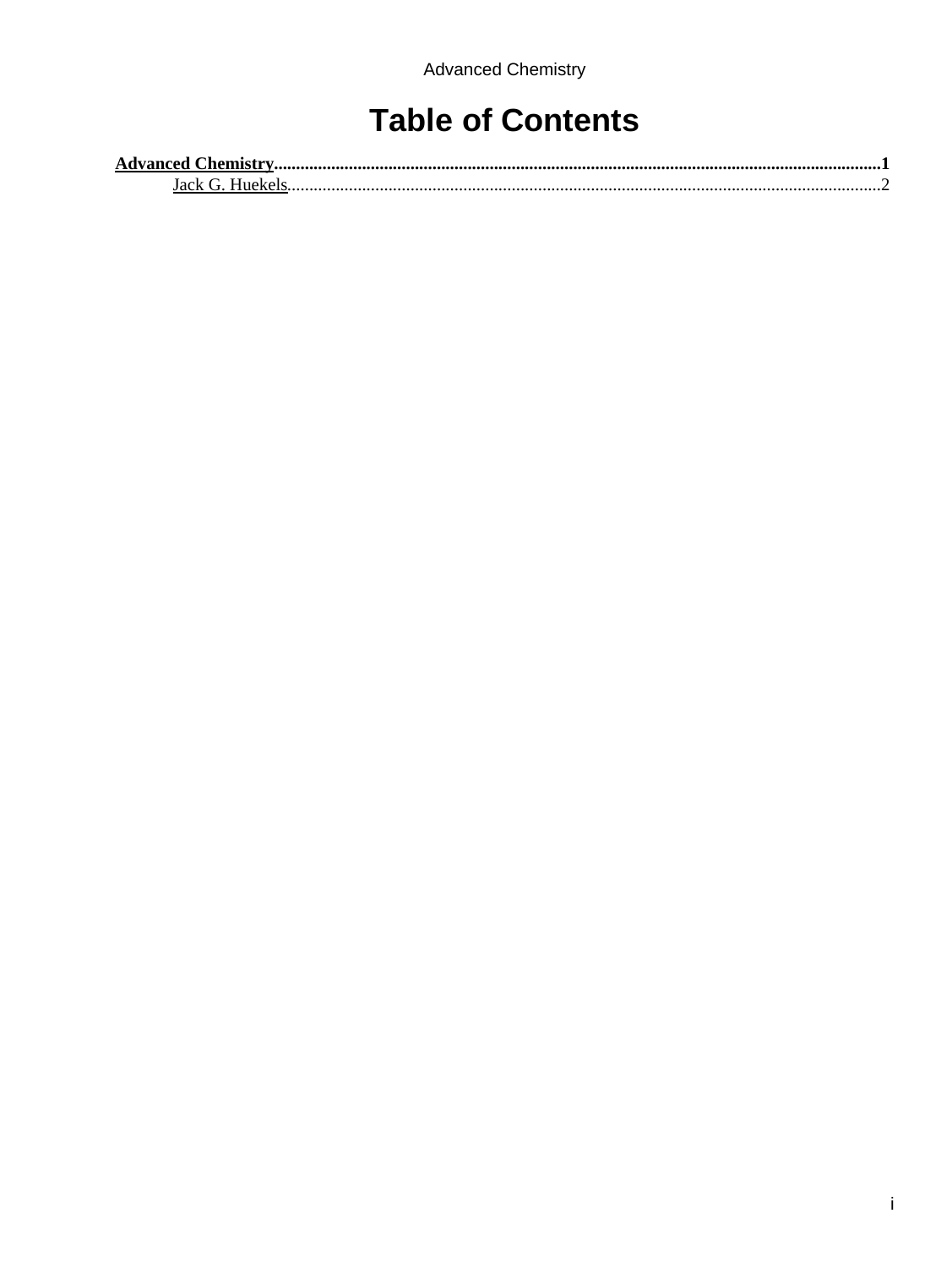# Table of Contents

**Advanced Chemistry**......................................................................................................................................**1**

    Jack G. Huekels.........................................................................................................................................2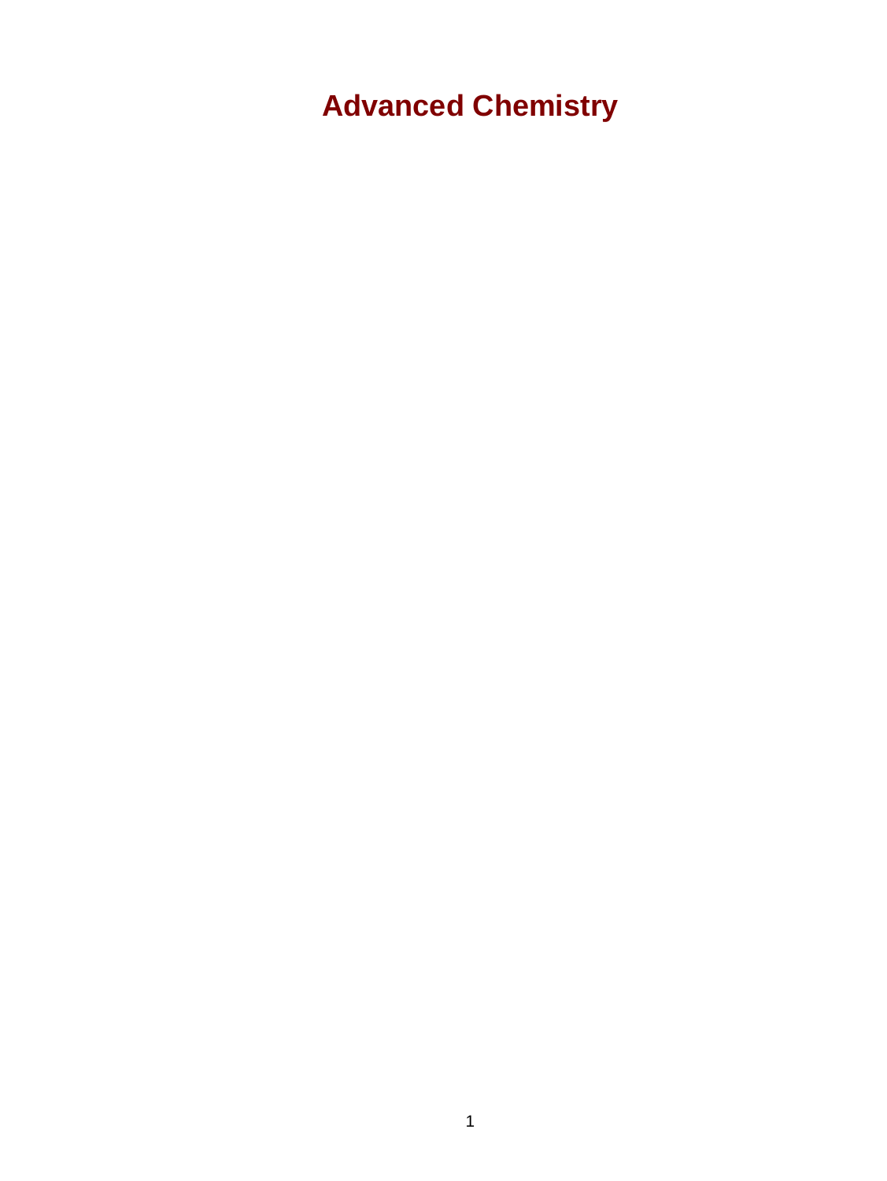# Advanced Chemistry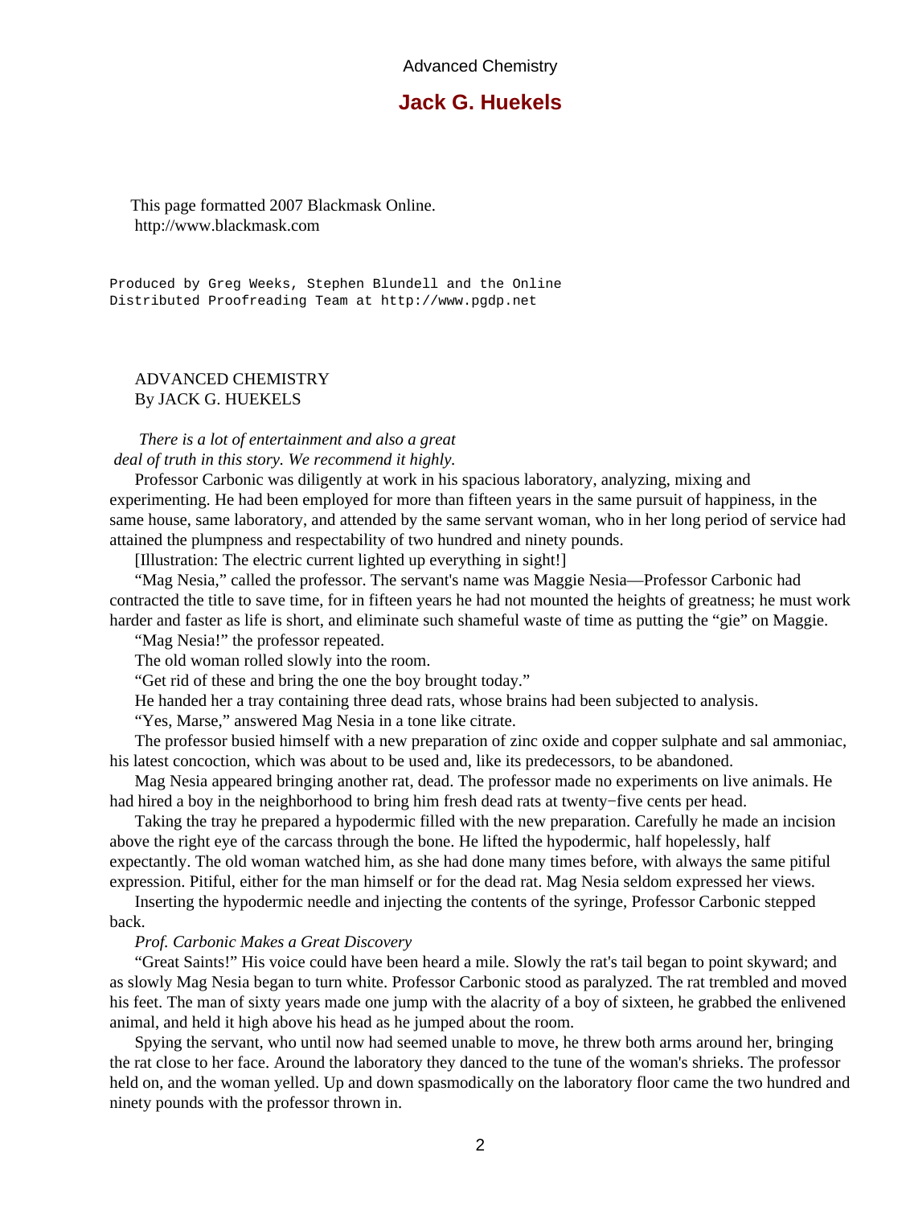Advanced Chemistry

# Jack G. Huekels

This page formatted 2007 Blackmask Online.
http://www.blackmask.com

```
Produced by Greg Weeks, Stephen Blundell and the Online
Distributed Proofreading Team at http://www.pgdp.net
```

ADVANCED CHEMISTRY
By JACK G. HUEKELS

*There is a lot of entertainment and also a great deal of truth in this story. We recommend it highly.*

Professor Carbonic was diligently at work in his spacious laboratory, analyzing, mixing and experimenting. He had been employed for more than fifteen years in the same pursuit of happiness, in the same house, same laboratory, and attended by the same servant woman, who in her long period of service had attained the plumpness and respectability of two hundred and ninety pounds.

[Illustration: The electric current lighted up everything in sight!]

"Mag Nesia," called the professor. The servant's name was Maggie Nesia—Professor Carbonic had contracted the title to save time, for in fifteen years he had not mounted the heights of greatness; he must work harder and faster as life is short, and eliminate such shameful waste of time as putting the "gie" on Maggie.

"Mag Nesia!" the professor repeated.

The old woman rolled slowly into the room.

"Get rid of these and bring the one the boy brought today."

He handed her a tray containing three dead rats, whose brains had been subjected to analysis.

"Yes, Marse," answered Mag Nesia in a tone like citrate.

The professor busied himself with a new preparation of zinc oxide and copper sulphate and sal ammoniac, his latest concoction, which was about to be used and, like its predecessors, to be abandoned.

Mag Nesia appeared bringing another rat, dead. The professor made no experiments on live animals. He had hired a boy in the neighborhood to bring him fresh dead rats at twenty-five cents per head.

Taking the tray he prepared a hypodermic filled with the new preparation. Carefully he made an incision above the right eye of the carcass through the bone. He lifted the hypodermic, half hopelessly, half expectantly. The old woman watched him, as she had done many times before, with always the same pitiful expression. Pitiful, either for the man himself or for the dead rat. Mag Nesia seldom expressed her views.

Inserting the hypodermic needle and injecting the contents of the syringe, Professor Carbonic stepped back.

*Prof. Carbonic Makes a Great Discovery*

"Great Saints!" His voice could have been heard a mile. Slowly the rat's tail began to point skyward; and as slowly Mag Nesia began to turn white. Professor Carbonic stood as paralyzed. The rat trembled and moved his feet. The man of sixty years made one jump with the alacrity of a boy of sixteen, he grabbed the enlivened animal, and held it high above his head as he jumped about the room.

Spying the servant, who until now had seemed unable to move, he threw both arms around her, bringing the rat close to her face. Around the laboratory they danced to the tune of the woman's shrieks. The professor held on, and the woman yelled. Up and down spasmodically on the laboratory floor came the two hundred and ninety pounds with the professor thrown in.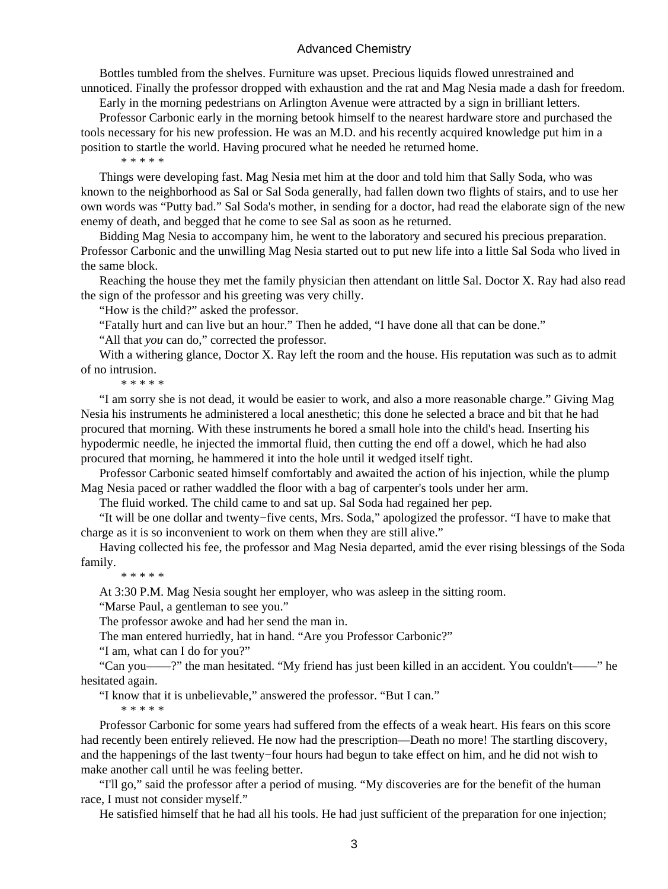Bottles tumbled from the shelves. Furniture was upset. Precious liquids flowed unrestrained and unnoticed. Finally the professor dropped with exhaustion and the rat and Mag Nesia made a dash for freedom.

Early in the morning pedestrians on Arlington Avenue were attracted by a sign in brilliant letters.

Professor Carbonic early in the morning betook himself to the nearest hardware store and purchased the tools necessary for his new profession. He was an M.D. and his recently acquired knowledge put him in a position to startle the world. Having procured what he needed he returned home.

\* \* \* \* \*

Things were developing fast. Mag Nesia met him at the door and told him that Sally Soda, who was known to the neighborhood as Sal or Sal Soda generally, had fallen down two flights of stairs, and to use her own words was "Putty bad." Sal Soda's mother, in sending for a doctor, had read the elaborate sign of the new enemy of death, and begged that he come to see Sal as soon as he returned.

Bidding Mag Nesia to accompany him, he went to the laboratory and secured his precious preparation. Professor Carbonic and the unwilling Mag Nesia started out to put new life into a little Sal Soda who lived in the same block.

Reaching the house they met the family physician then attendant on little Sal. Doctor X. Ray had also read the sign of the professor and his greeting was very chilly.

"How is the child?" asked the professor.

"Fatally hurt and can live but an hour." Then he added, "I have done all that can be done."

"All that *you* can do," corrected the professor.

With a withering glance, Doctor X. Ray left the room and the house. His reputation was such as to admit of no intrusion.

\* \* \* \* \*

"I am sorry she is not dead, it would be easier to work, and also a more reasonable charge." Giving Mag Nesia his instruments he administered a local anesthetic; this done he selected a brace and bit that he had procured that morning. With these instruments he bored a small hole into the child's head. Inserting his hypodermic needle, he injected the immortal fluid, then cutting the end off a dowel, which he had also procured that morning, he hammered it into the hole until it wedged itself tight.

Professor Carbonic seated himself comfortably and awaited the action of his injection, while the plump Mag Nesia paced or rather waddled the floor with a bag of carpenter's tools under her arm.

The fluid worked. The child came to and sat up. Sal Soda had regained her pep.

"It will be one dollar and twenty−five cents, Mrs. Soda," apologized the professor. "I have to make that charge as it is so inconvenient to work on them when they are still alive."

Having collected his fee, the professor and Mag Nesia departed, amid the ever rising blessings of the Soda family.

\* \* \* \* \*

At 3:30 P.M. Mag Nesia sought her employer, who was asleep in the sitting room.

"Marse Paul, a gentleman to see you."

The professor awoke and had her send the man in.

The man entered hurriedly, hat in hand. "Are you Professor Carbonic?"

"I am, what can I do for you?"

"Can you——?" the man hesitated. "My friend has just been killed in an accident. You couldn't——" he hesitated again.

"I know that it is unbelievable," answered the professor. "But I can."

\* \* \* \* \*

Professor Carbonic for some years had suffered from the effects of a weak heart. His fears on this score had recently been entirely relieved. He now had the prescription—Death no more! The startling discovery, and the happenings of the last twenty−four hours had begun to take effect on him, and he did not wish to make another call until he was feeling better.

"I'll go," said the professor after a period of musing. "My discoveries are for the benefit of the human race, I must not consider myself."

He satisfied himself that he had all his tools. He had just sufficient of the preparation for one injection;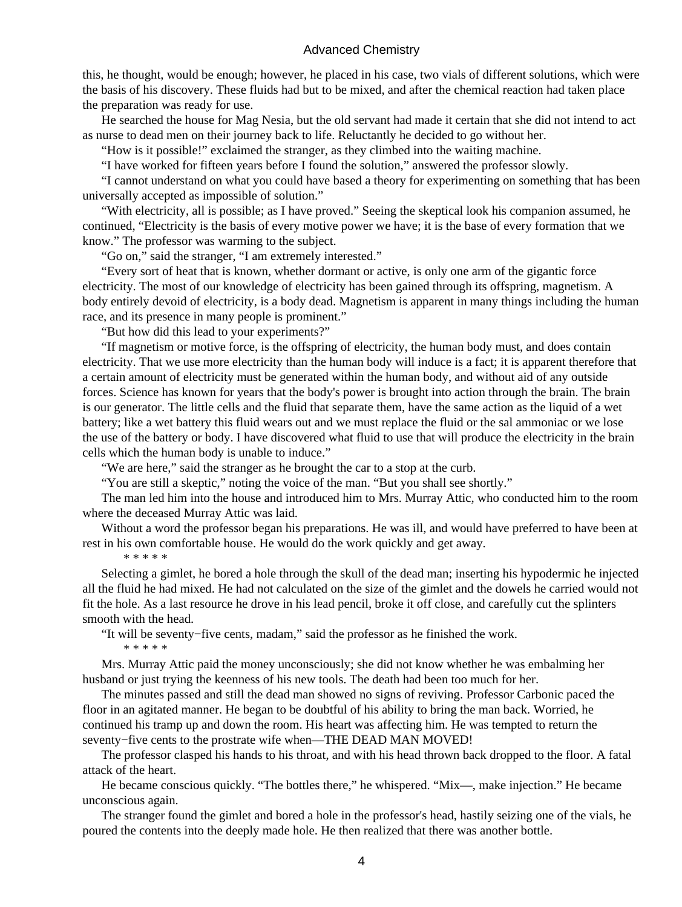this, he thought, would be enough; however, he placed in his case, two vials of different solutions, which were the basis of his discovery. These fluids had but to be mixed, and after the chemical reaction had taken place the preparation was ready for use.

He searched the house for Mag Nesia, but the old servant had made it certain that she did not intend to act as nurse to dead men on their journey back to life. Reluctantly he decided to go without her.

"How is it possible!" exclaimed the stranger, as they climbed into the waiting machine.

"I have worked for fifteen years before I found the solution," answered the professor slowly.

"I cannot understand on what you could have based a theory for experimenting on something that has been universally accepted as impossible of solution."

"With electricity, all is possible; as I have proved." Seeing the skeptical look his companion assumed, he continued, "Electricity is the basis of every motive power we have; it is the base of every formation that we know." The professor was warming to the subject.

"Go on," said the stranger, "I am extremely interested."

"Every sort of heat that is known, whether dormant or active, is only one arm of the gigantic force electricity. The most of our knowledge of electricity has been gained through its offspring, magnetism. A body entirely devoid of electricity, is a body dead. Magnetism is apparent in many things including the human race, and its presence in many people is prominent."

"But how did this lead to your experiments?"

"If magnetism or motive force, is the offspring of electricity, the human body must, and does contain electricity. That we use more electricity than the human body will induce is a fact; it is apparent therefore that a certain amount of electricity must be generated within the human body, and without aid of any outside forces. Science has known for years that the body's power is brought into action through the brain. The brain is our generator. The little cells and the fluid that separate them, have the same action as the liquid of a wet battery; like a wet battery this fluid wears out and we must replace the fluid or the sal ammoniac or we lose the use of the battery or body. I have discovered what fluid to use that will produce the electricity in the brain cells which the human body is unable to induce."

"We are here," said the stranger as he brought the car to a stop at the curb.

"You are still a skeptic," noting the voice of the man. "But you shall see shortly."

The man led him into the house and introduced him to Mrs. Murray Attic, who conducted him to the room where the deceased Murray Attic was laid.

Without a word the professor began his preparations. He was ill, and would have preferred to have been at rest in his own comfortable house. He would do the work quickly and get away.

\* \* \* \* \*

Selecting a gimlet, he bored a hole through the skull of the dead man; inserting his hypodermic he injected all the fluid he had mixed. He had not calculated on the size of the gimlet and the dowels he carried would not fit the hole. As a last resource he drove in his lead pencil, broke it off close, and carefully cut the splinters smooth with the head.

"It will be seventy−five cents, madam," said the professor as he finished the work.

\* \* \* \* \*

Mrs. Murray Attic paid the money unconsciously; she did not know whether he was embalming her husband or just trying the keenness of his new tools. The death had been too much for her.

The minutes passed and still the dead man showed no signs of reviving. Professor Carbonic paced the floor in an agitated manner. He began to be doubtful of his ability to bring the man back. Worried, he continued his tramp up and down the room. His heart was affecting him. He was tempted to return the seventy−five cents to the prostrate wife when—THE DEAD MAN MOVED!

The professor clasped his hands to his throat, and with his head thrown back dropped to the floor. A fatal attack of the heart.

He became conscious quickly. "The bottles there," he whispered. "Mix—, make injection." He became unconscious again.

The stranger found the gimlet and bored a hole in the professor's head, hastily seizing one of the vials, he poured the contents into the deeply made hole. He then realized that there was another bottle.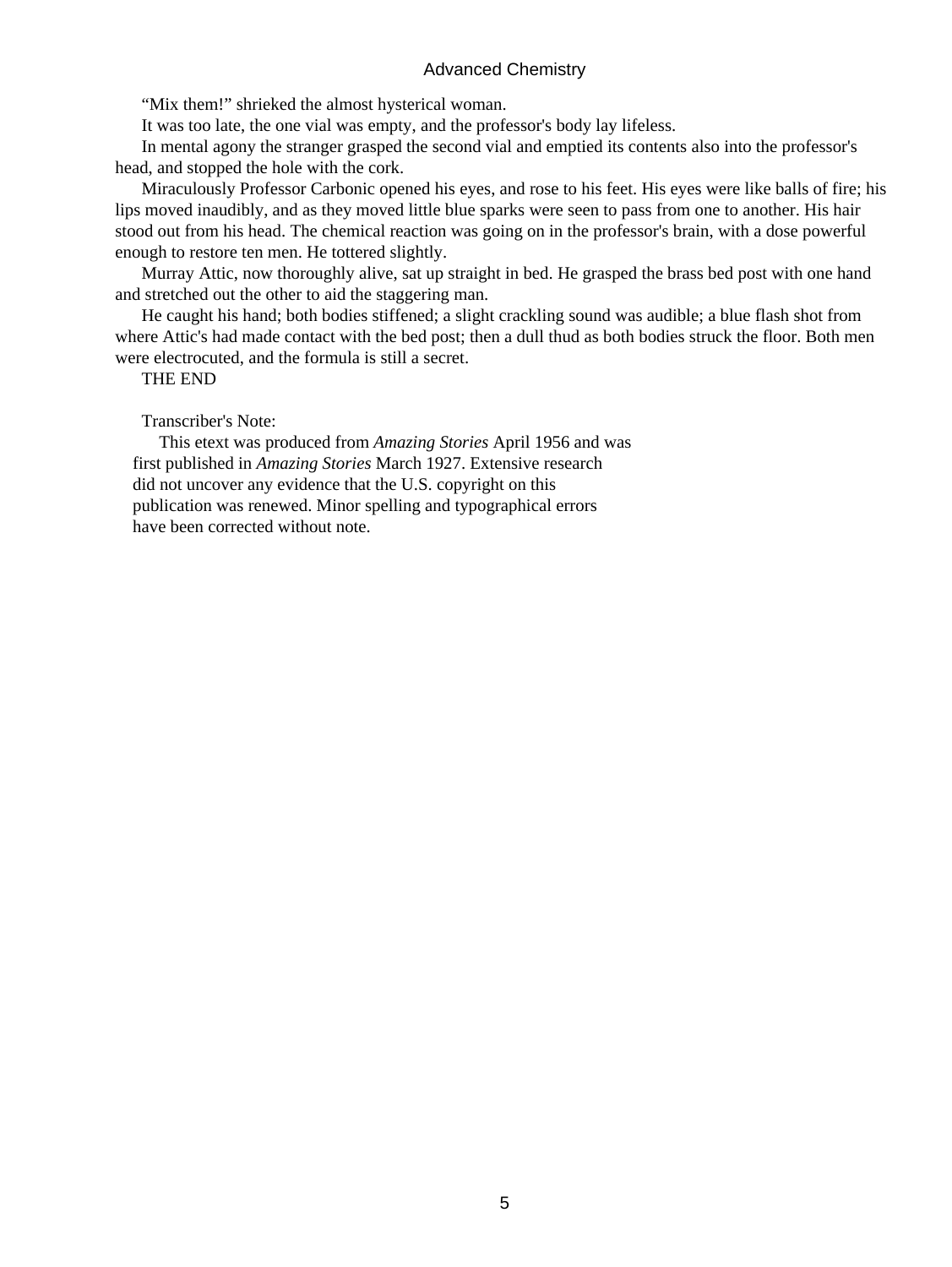"Mix them!" shrieked the almost hysterical woman.

It was too late, the one vial was empty, and the professor's body lay lifeless.

In mental agony the stranger grasped the second vial and emptied its contents also into the professor's head, and stopped the hole with the cork.

Miraculously Professor Carbonic opened his eyes, and rose to his feet. His eyes were like balls of fire; his lips moved inaudibly, and as they moved little blue sparks were seen to pass from one to another. His hair stood out from his head. The chemical reaction was going on in the professor's brain, with a dose powerful enough to restore ten men. He tottered slightly.

Murray Attic, now thoroughly alive, sat up straight in bed. He grasped the brass bed post with one hand and stretched out the other to aid the staggering man.

He caught his hand; both bodies stiffened; a slight crackling sound was audible; a blue flash shot from where Attic's had made contact with the bed post; then a dull thud as both bodies struck the floor. Both men were electrocuted, and the formula is still a secret.

THE END

Transcriber's Note:

This etext was produced from *Amazing Stories* April 1956 and was first published in *Amazing Stories* March 1927. Extensive research did not uncover any evidence that the U.S. copyright on this publication was renewed. Minor spelling and typographical errors have been corrected without note.